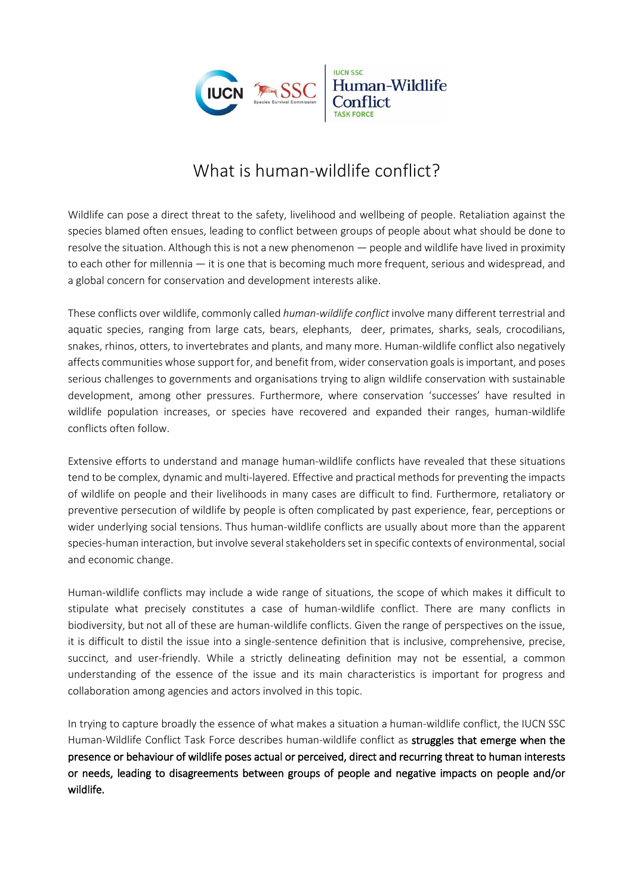# What is human-wildlife conflict?

Wildlife can pose a direct threat to the safety, livelihood and wellbeing of people. Retaliation against the species blamed often ensues, leading to conflict between groups of people about what should be done to resolve the situation. Although this is not a new phenomenon — people and wildlife have lived in proximity to each other for millennia — it is one that is becoming much more frequent, serious and widespread, and a global concern for conservation and development interests alike.

These conflicts over wildlife, commonly called *human-wildlife conflict* involve many different terrestrial and aquatic species, ranging from large cats, bears, elephants, deer, primates, sharks, seals, crocodilians, snakes, rhinos, otters, to invertebrates and plants, and many more. Human-wildlife conflict also negatively affects communities whose support for, and benefit from, wider conservation goals is important, and poses serious challenges to governments and organisations trying to align wildlife conservation with sustainable development, among other pressures. Furthermore, where conservation 'successes' have resulted in wildlife population increases, or species have recovered and expanded their ranges, human-wildlife conflicts often follow.

Extensive efforts to understand and manage human-wildlife conflicts have revealed that these situations tend to be complex, dynamic and multi-layered. Effective and practical methods for preventing the impacts of wildlife on people and their livelihoods in many cases are difficult to find. Furthermore, retaliatory or preventive persecution of wildlife by people is often complicated by past experience, fear, perceptions or wider underlying social tensions. Thus human-wildlife conflicts are usually about more than the apparent species-human interaction, but involve several stakeholders set in specific contexts of environmental, social and economic change.

Human-wildlife conflicts may include a wide range of situations, the scope of which makes it difficult to stipulate what precisely constitutes a case of human-wildlife conflict. There are many conflicts in biodiversity, but not all of these are human-wildlife conflicts. Given the range of perspectives on the issue, it is difficult to distil the issue into a single-sentence definition that is inclusive, comprehensive, precise, succinct, and user-friendly. While a strictly delineating definition may not be essential, a common understanding of the essence of the issue and its main characteristics is important for progress and collaboration among agencies and actors involved in this topic.

In trying to capture broadly the essence of what makes a situation a human-wildlife conflict, the IUCN SSC Human-Wildlife Conflict Task Force describes human-wildlife conflict as **struggles that emerge when the presence or behaviour of wildlife poses actual or perceived, direct and recurring threat to human interests or needs, leading to disagreements between groups of people and negative impacts on people and/or wildlife.**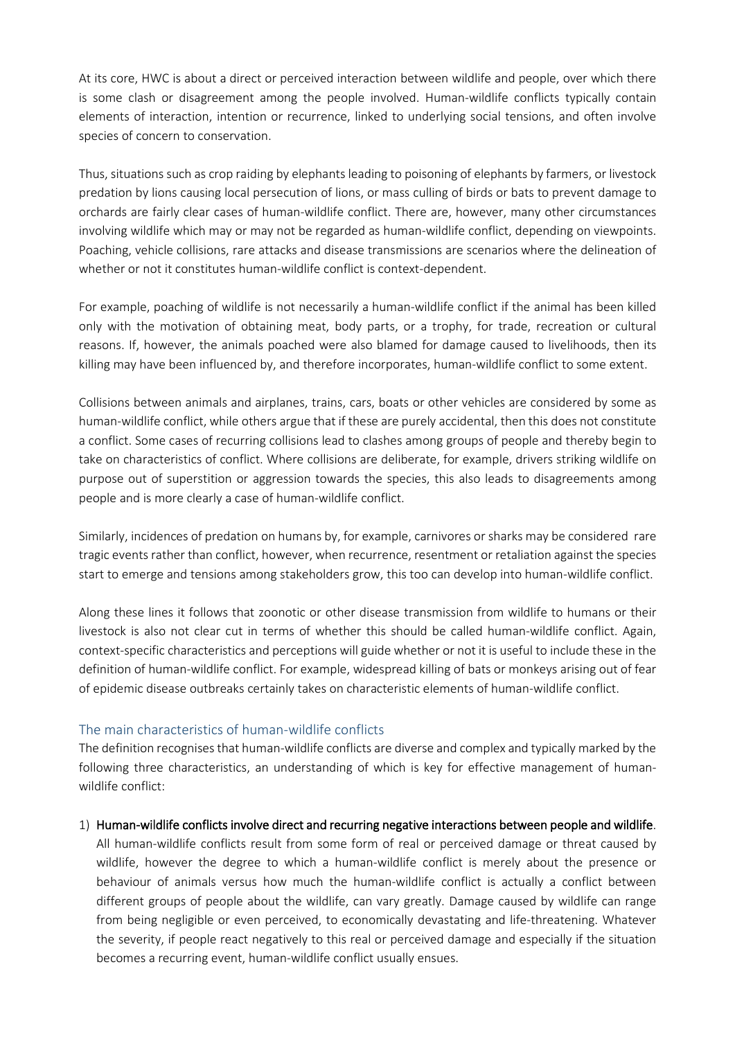At its core, HWC is about a direct or perceived interaction between wildlife and people, over which there is some clash or disagreement among the people involved. Human-wildlife conflicts typically contain elements of interaction, intention or recurrence, linked to underlying social tensions, and often involve species of concern to conservation.

Thus, situations such as crop raiding by elephants leading to poisoning of elephants by farmers, or livestock predation by lions causing local persecution of lions, or mass culling of birds or bats to prevent damage to orchards are fairly clear cases of human-wildlife conflict. There are, however, many other circumstances involving wildlife which may or may not be regarded as human-wildlife conflict, depending on viewpoints. Poaching, vehicle collisions, rare attacks and disease transmissions are scenarios where the delineation of whether or not it constitutes human-wildlife conflict is context-dependent.

For example, poaching of wildlife is not necessarily a human-wildlife conflict if the animal has been killed only with the motivation of obtaining meat, body parts, or a trophy, for trade, recreation or cultural reasons. If, however, the animals poached were also blamed for damage caused to livelihoods, then its killing may have been influenced by, and therefore incorporates, human-wildlife conflict to some extent.

Collisions between animals and airplanes, trains, cars, boats or other vehicles are considered by some as human-wildlife conflict, while others argue that if these are purely accidental, then this does not constitute a conflict. Some cases of recurring collisions lead to clashes among groups of people and thereby begin to take on characteristics of conflict. Where collisions are deliberate, for example, drivers striking wildlife on purpose out of superstition or aggression towards the species, this also leads to disagreements among people and is more clearly a case of human-wildlife conflict.

Similarly, incidences of predation on humans by, for example, carnivores or sharks may be considered rare tragic events rather than conflict, however, when recurrence, resentment or retaliation against the species start to emerge and tensions among stakeholders grow, this too can develop into human-wildlife conflict.

Along these lines it follows that zoonotic or other disease transmission from wildlife to humans or their livestock is also not clear cut in terms of whether this should be called human-wildlife conflict. Again, context-specific characteristics and perceptions will guide whether or not it is useful to include these in the definition of human-wildlife conflict. For example, widespread killing of bats or monkeys arising out of fear of epidemic disease outbreaks certainly takes on characteristic elements of human-wildlife conflict.

## The main characteristics of human-wildlife conflicts

The definition recognises that human-wildlife conflicts are diverse and complex and typically marked by the following three characteristics, an understanding of which is key for effective management of human-wildlife conflict:

1) **Human-wildlife conflicts involve direct and recurring negative interactions between people and wildlife**. All human-wildlife conflicts result from some form of real or perceived damage or threat caused by wildlife, however the degree to which a human-wildlife conflict is merely about the presence or behaviour of animals versus how much the human-wildlife conflict is actually a conflict between different groups of people about the wildlife, can vary greatly. Damage caused by wildlife can range from being negligible or even perceived, to economically devastating and life-threatening. Whatever the severity, if people react negatively to this real or perceived damage and especially if the situation becomes a recurring event, human-wildlife conflict usually ensues.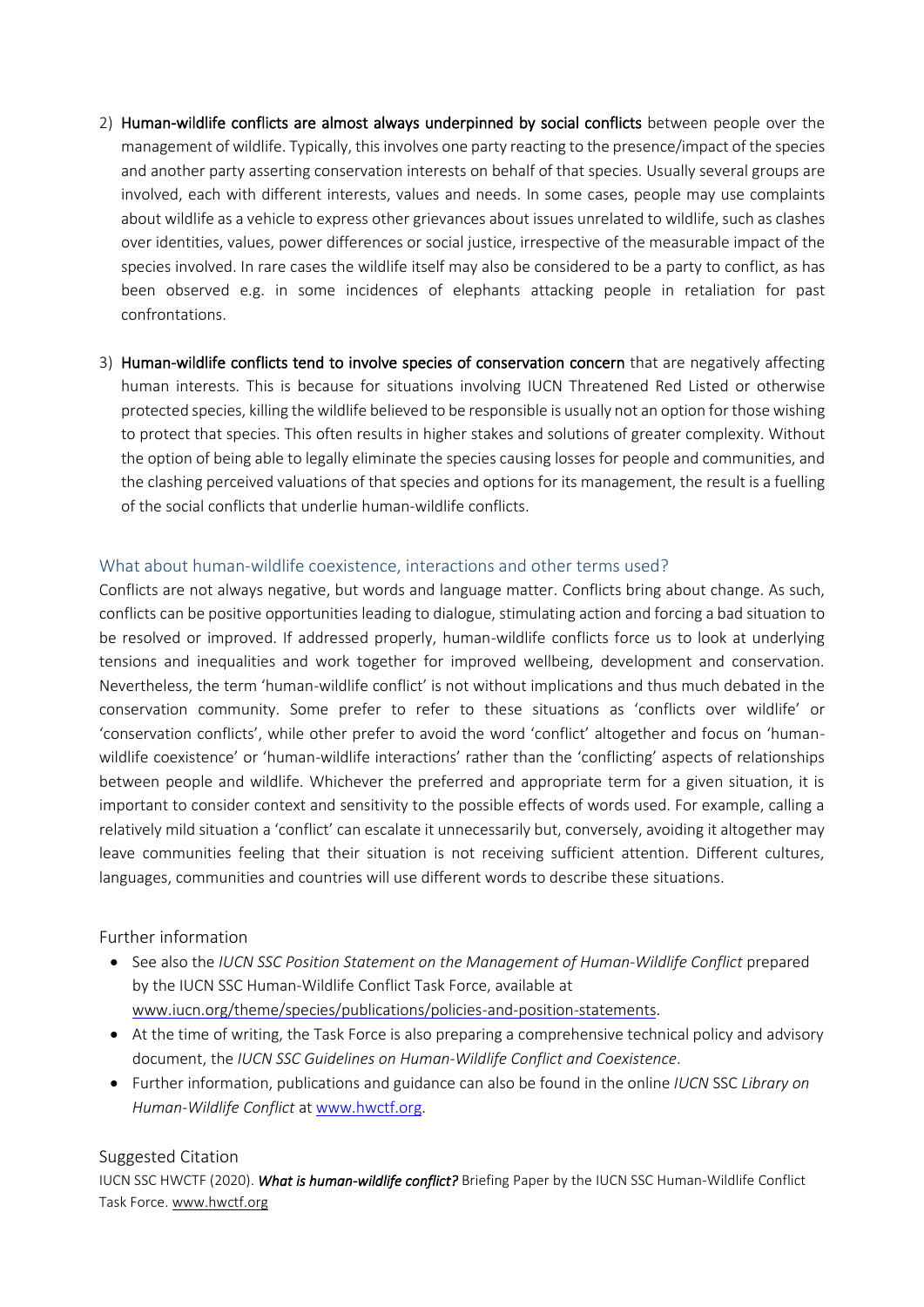2) **Human-wildlife conflicts are almost always underpinned by social conflicts** between people over the management of wildlife. Typically, this involves one party reacting to the presence/impact of the species and another party asserting conservation interests on behalf of that species. Usually several groups are involved, each with different interests, values and needs. In some cases, people may use complaints about wildlife as a vehicle to express other grievances about issues unrelated to wildlife, such as clashes over identities, values, power differences or social justice, irrespective of the measurable impact of the species involved. In rare cases the wildlife itself may also be considered to be a party to conflict, as has been observed e.g. in some incidences of elephants attacking people in retaliation for past confrontations.

3) **Human-wildlife conflicts tend to involve species of conservation concern** that are negatively affecting human interests. This is because for situations involving IUCN Threatened Red Listed or otherwise protected species, killing the wildlife believed to be responsible is usually not an option for those wishing to protect that species. This often results in higher stakes and solutions of greater complexity. Without the option of being able to legally eliminate the species causing losses for people and communities, and the clashing perceived valuations of that species and options for its management, the result is a fuelling of the social conflicts that underlie human-wildlife conflicts.

## What about human-wildlife coexistence, interactions and other terms used?

Conflicts are not always negative, but words and language matter. Conflicts bring about change. As such, conflicts can be positive opportunities leading to dialogue, stimulating action and forcing a bad situation to be resolved or improved. If addressed properly, human-wildlife conflicts force us to look at underlying tensions and inequalities and work together for improved wellbeing, development and conservation. Nevertheless, the term 'human-wildlife conflict' is not without implications and thus much debated in the conservation community. Some prefer to refer to these situations as 'conflicts over wildlife' or 'conservation conflicts', while other prefer to avoid the word 'conflict' altogether and focus on 'human-wildlife coexistence' or 'human-wildlife interactions' rather than the 'conflicting' aspects of relationships between people and wildlife. Whichever the preferred and appropriate term for a given situation, it is important to consider context and sensitivity to the possible effects of words used. For example, calling a relatively mild situation a 'conflict' can escalate it unnecessarily but, conversely, avoiding it altogether may leave communities feeling that their situation is not receiving sufficient attention. Different cultures, languages, communities and countries will use different words to describe these situations.

## Further information

- See also the *IUCN SSC Position Statement on the Management of Human-Wildlife Conflict* prepared by the IUCN SSC Human-Wildlife Conflict Task Force, available at www.iucn.org/theme/species/publications/policies-and-position-statements.
- At the time of writing, the Task Force is also preparing a comprehensive technical policy and advisory document, the *IUCN SSC Guidelines on Human-Wildlife Conflict and Coexistence*.
- Further information, publications and guidance can also be found in the online *IUCN SSC Library on Human-Wildlife Conflict* at www.hwctf.org.

## Suggested Citation

IUCN SSC HWCTF (2020). ***What is human-wildlife conflict?*** Briefing Paper by the IUCN SSC Human-Wildlife Conflict Task Force. www.hwctf.org